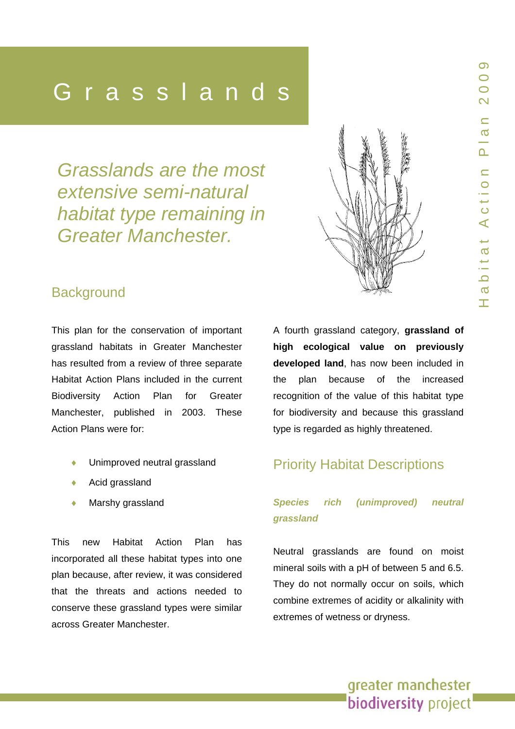# Grasslands

*Grasslands are the most extensive semi-natural habitat type remaining in Greater Manchester.*

## Background

This plan for the conservation of important grassland habitats in Greater Manchester has resulted from a review of three separate Habitat Action Plans included in the current Biodiversity Action Plan for Greater Manchester, published in 2003. These Action Plans were for:

- Unimproved neutral grassland
- Acid grassland
- Marshy grassland

This new Habitat Action Plan has incorporated all these habitat types into one plan because, after review, it was considered that the threats and actions needed to conserve these grassland types were similar across Greater Manchester.

A fourth grassland category, **grassland of high ecological value on previously developed land**, has now been included in the plan because of the increased recognition of the value of this habitat type for biodiversity and because this grassland type is regarded as highly threatened.

## Priority Habitat Descriptions

***Species rich (unimproved) neutral grassland***

Neutral grasslands are found on moist mineral soils with a pH of between 5 and 6.5. They do not normally occur on soils, which combine extremes of acidity or alkalinity with extremes of wetness or dryness.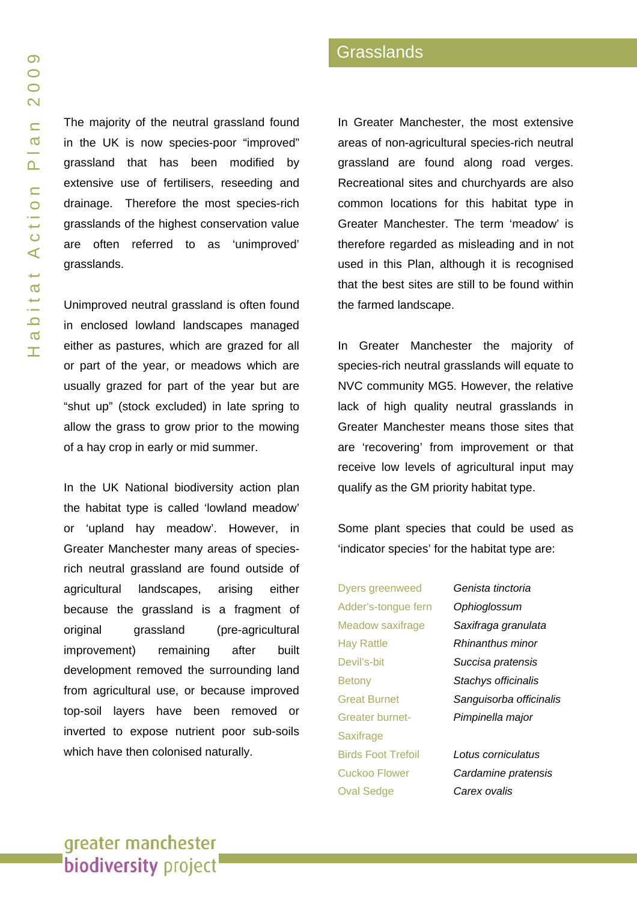# Grasslands

The majority of the neutral grassland found in the UK is now species-poor "improved" grassland that has been modified by extensive use of fertilisers, reseeding and drainage. Therefore the most species-rich grasslands of the highest conservation value are often referred to as 'unimproved' grasslands.

Unimproved neutral grassland is often found in enclosed lowland landscapes managed either as pastures, which are grazed for all or part of the year, or meadows which are usually grazed for part of the year but are "shut up" (stock excluded) in late spring to allow the grass to grow prior to the mowing of a hay crop in early or mid summer.

In the UK National biodiversity action plan the habitat type is called 'lowland meadow' or 'upland hay meadow'. However, in Greater Manchester many areas of species-rich neutral grassland are found outside of agricultural landscapes, arising either because the grassland is a fragment of original grassland (pre-agricultural improvement) remaining after built development removed the surrounding land from agricultural use, or because improved top-soil layers have been removed or inverted to expose nutrient poor sub-soils which have then colonised naturally.

In Greater Manchester, the most extensive areas of non-agricultural species-rich neutral grassland are found along road verges. Recreational sites and churchyards are also common locations for this habitat type in Greater Manchester. The term 'meadow' is therefore regarded as misleading and in not used in this Plan, although it is recognised that the best sites are still to be found within the farmed landscape.

In Greater Manchester the majority of species-rich neutral grasslands will equate to NVC community MG5. However, the relative lack of high quality neutral grasslands in Greater Manchester means those sites that are 'recovering' from improvement or that receive low levels of agricultural input may qualify as the GM priority habitat type.

Some plant species that could be used as 'indicator species' for the habitat type are:

| Common name | Scientific name |
| --- | --- |
| Dyers greenweed | *Genista tinctoria* |
| Adder's-tongue fern | *Ophioglossum* |
| Meadow saxifrage | *Saxifraga granulata* |
| Hay Rattle | *Rhinanthus minor* |
| Devil's-bit | *Succisa pratensis* |
| Betony | *Stachys officinalis* |
| Great Burnet | *Sanguisorba officinalis* |
| Greater burnet-Saxifrage | *Pimpinella major* |
| Birds Foot Trefoil | *Lotus corniculatus* |
| Cuckoo Flower | *Cardamine pratensis* |
| Oval Sedge | *Carex ovalis* |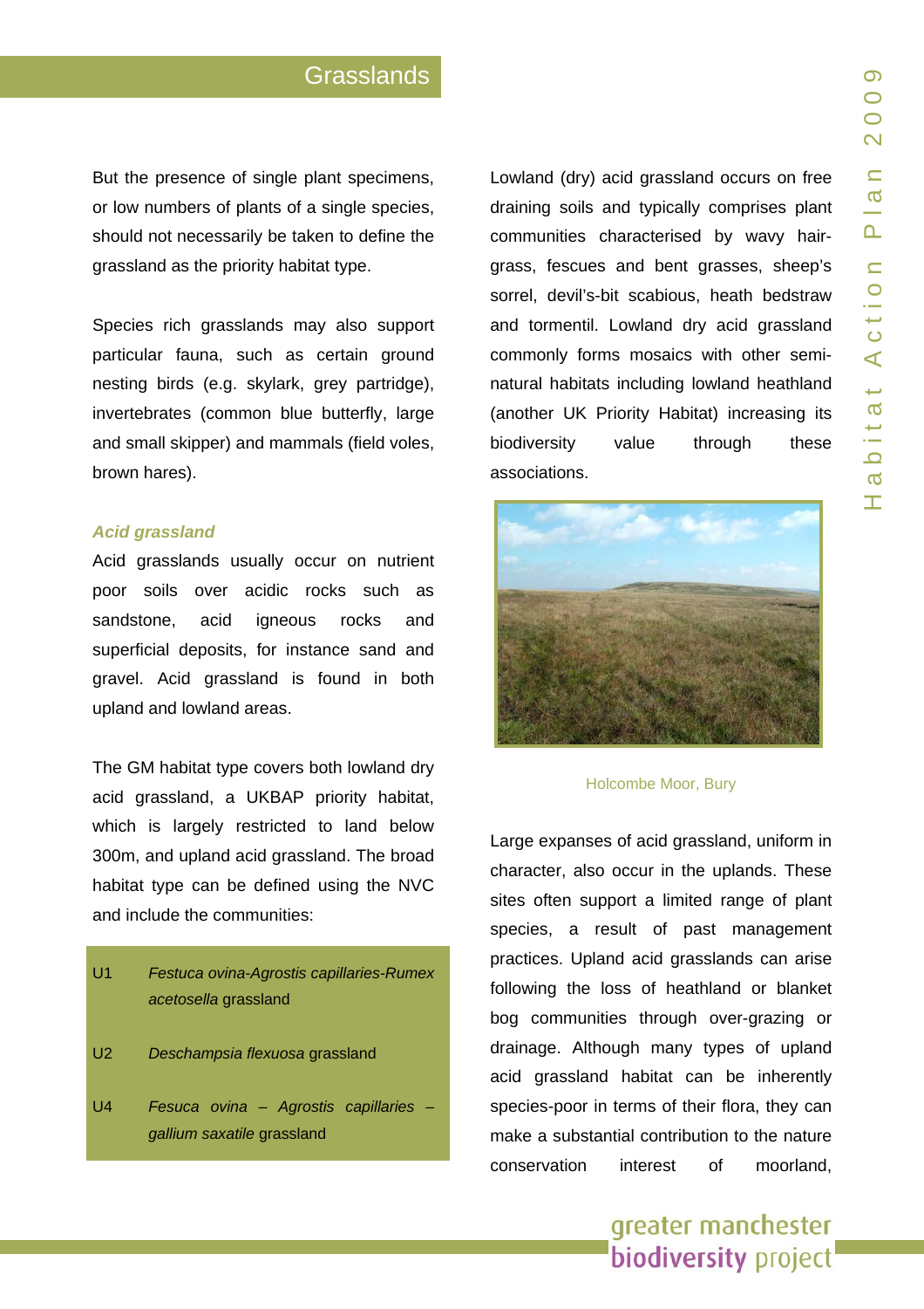But the presence of single plant specimens, or low numbers of plants of a single species, should not necessarily be taken to define the grassland as the priority habitat type.

Species rich grasslands may also support particular fauna, such as certain ground nesting birds (e.g. skylark, grey partridge), invertebrates (common blue butterfly, large and small skipper) and mammals (field voles, brown hares).

### *Acid grassland*

Acid grasslands usually occur on nutrient poor soils over acidic rocks such as sandstone, acid igneous rocks and superficial deposits, for instance sand and gravel. Acid grassland is found in both upland and lowland areas.

The GM habitat type covers both lowland dry acid grassland, a UKBAP priority habitat, which is largely restricted to land below 300m, and upland acid grassland. The broad habitat type can be defined using the NVC and include the communities:

| | |
|---|---|
| U1 | *Festuca ovina-Agrostis capillaries-Rumex acetosella* grassland |
| U2 | *Deschampsia flexuosa* grassland |
| U4 | *Fesuca ovina – Agrostis capillaries – gallium saxatile* grassland |

Lowland (dry) acid grassland occurs on free draining soils and typically comprises plant communities characterised by wavy hair-grass, fescues and bent grasses, sheep's sorrel, devil's-bit scabious, heath bedstraw and tormentil. Lowland dry acid grassland commonly forms mosaics with other semi-natural habitats including lowland heathland (another UK Priority Habitat) increasing its biodiversity value through these associations.

Holcombe Moor, Bury

Large expanses of acid grassland, uniform in character, also occur in the uplands. These sites often support a limited range of plant species, a result of past management practices. Upland acid grasslands can arise following the loss of heathland or blanket bog communities through over-grazing or drainage. Although many types of upland acid grassland habitat can be inherently species-poor in terms of their flora, they can make a substantial contribution to the nature conservation interest of moorland,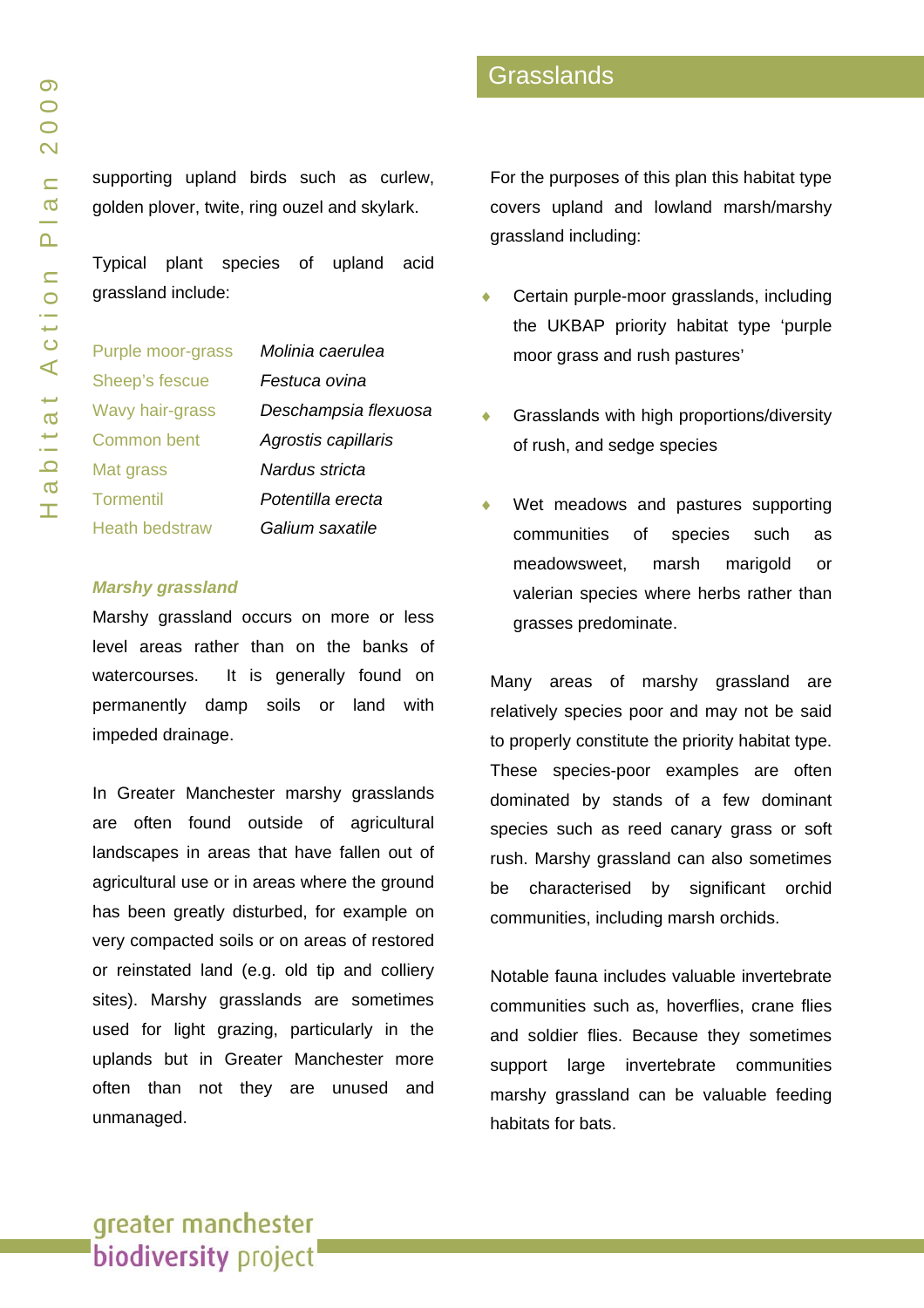supporting upland birds such as curlew, golden plover, twite, ring ouzel and skylark.

Typical plant species of upland acid grassland include:

| | |
|---|---|
| Purple moor-grass | *Molinia caerulea* |
| Sheep's fescue | *Festuca ovina* |
| Wavy hair-grass | *Deschampsia flexuosa* |
| Common bent | *Agrostis capillaris* |
| Mat grass | *Nardus stricta* |
| Tormentil | *Potentilla erecta* |
| Heath bedstraw | *Galium saxatile* |

### *Marshy grassland*

Marshy grassland occurs on more or less level areas rather than on the banks of watercourses. It is generally found on permanently damp soils or land with impeded drainage.

In Greater Manchester marshy grasslands are often found outside of agricultural landscapes in areas that have fallen out of agricultural use or in areas where the ground has been greatly disturbed, for example on very compacted soils or on areas of restored or reinstated land (e.g. old tip and colliery sites). Marshy grasslands are sometimes used for light grazing, particularly in the uplands but in Greater Manchester more often than not they are unused and unmanaged.

For the purposes of this plan this habitat type covers upland and lowland marsh/marshy grassland including:

- Certain purple-moor grasslands, including the UKBAP priority habitat type 'purple moor grass and rush pastures'
- Grasslands with high proportions/diversity of rush, and sedge species
- Wet meadows and pastures supporting communities of species such as meadowsweet, marsh marigold or valerian species where herbs rather than grasses predominate.

Many areas of marshy grassland are relatively species poor and may not be said to properly constitute the priority habitat type. These species-poor examples are often dominated by stands of a few dominant species such as reed canary grass or soft rush. Marshy grassland can also sometimes be characterised by significant orchid communities, including marsh orchids.

Notable fauna includes valuable invertebrate communities such as, hoverflies, crane flies and soldier flies. Because they sometimes support large invertebrate communities marshy grassland can be valuable feeding habitats for bats.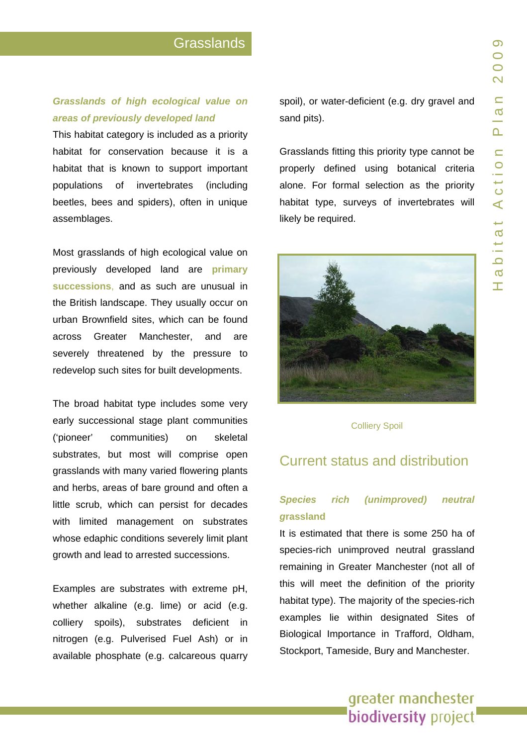## Grasslands

***Grasslands of high ecological value on areas of previously developed land***

This habitat category is included as a priority habitat for conservation because it is a habitat that is known to support important populations of invertebrates (including beetles, bees and spiders), often in unique assemblages.

Most grasslands of high ecological value on previously developed land are **primary successions**, and as such are unusual in the British landscape. They usually occur on urban Brownfield sites, which can be found across Greater Manchester, and are severely threatened by the pressure to redevelop such sites for built developments.

The broad habitat type includes some very early successional stage plant communities ('pioneer' communities) on skeletal substrates, but most will comprise open grasslands with many varied flowering plants and herbs, areas of bare ground and often a little scrub, which can persist for decades with limited management on substrates whose edaphic conditions severely limit plant growth and lead to arrested successions.

Examples are substrates with extreme pH, whether alkaline (e.g. lime) or acid (e.g. colliery spoils), substrates deficient in nitrogen (e.g. Pulverised Fuel Ash) or in available phosphate (e.g. calcareous quarry spoil), or water-deficient (e.g. dry gravel and sand pits).

Grasslands fitting this priority type cannot be properly defined using botanical criteria alone. For formal selection as the priority habitat type, surveys of invertebrates will likely be required.

Colliery Spoil

## Current status and distribution

***Species rich (unimproved) neutral grassland***

It is estimated that there is some 250 ha of species-rich unimproved neutral grassland remaining in Greater Manchester (not all of this will meet the definition of the priority habitat type). The majority of the species-rich examples lie within designated Sites of Biological Importance in Trafford, Oldham, Stockport, Tameside, Bury and Manchester.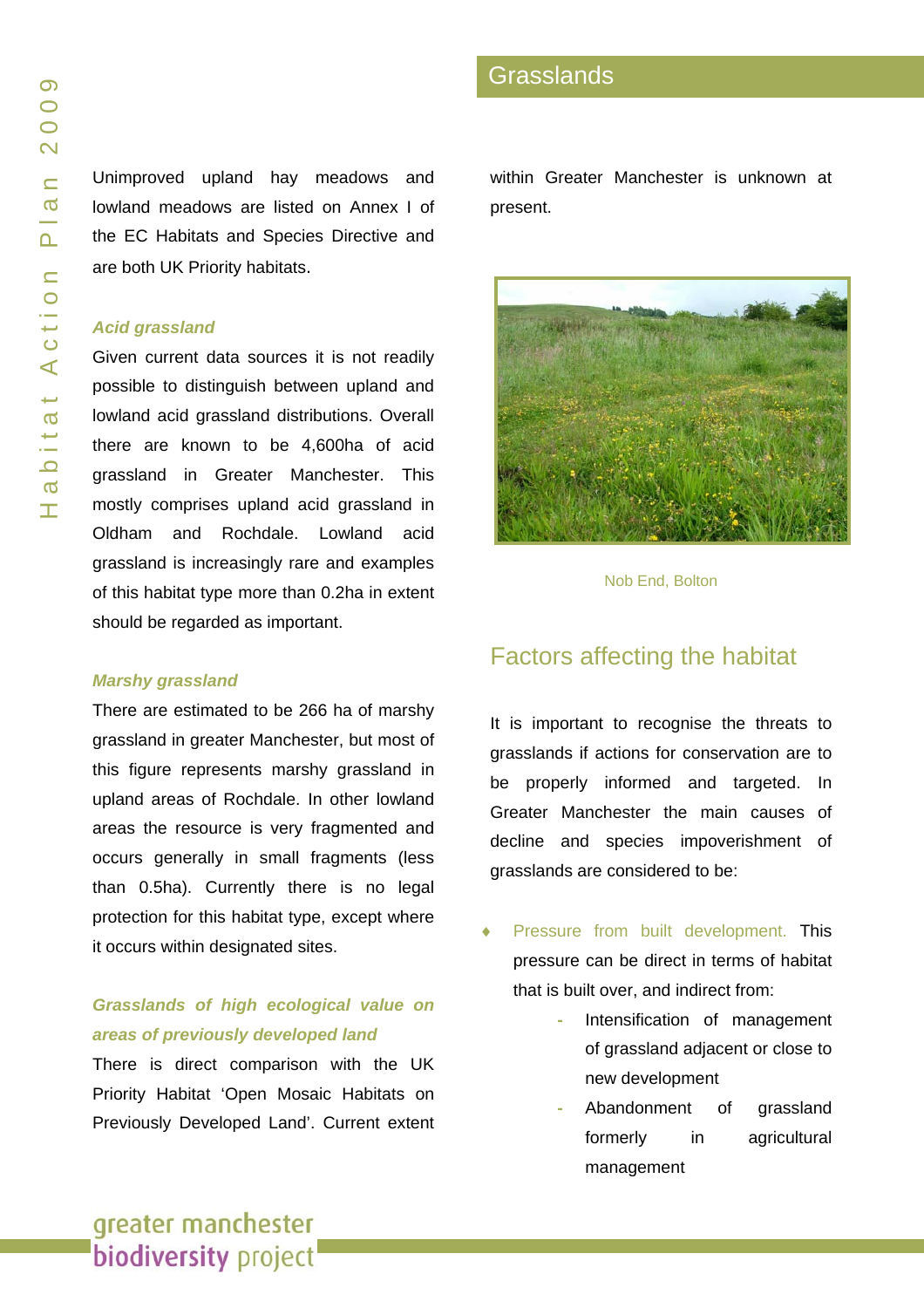Unimproved upland hay meadows and lowland meadows are listed on Annex I of the EC Habitats and Species Directive and are both UK Priority habitats.

### *Acid grassland*

Given current data sources it is not readily possible to distinguish between upland and lowland acid grassland distributions. Overall there are known to be 4,600ha of acid grassland in Greater Manchester. This mostly comprises upland acid grassland in Oldham and Rochdale. Lowland acid grassland is increasingly rare and examples of this habitat type more than 0.2ha in extent should be regarded as important.

### *Marshy grassland*

There are estimated to be 266 ha of marshy grassland in greater Manchester, but most of this figure represents marshy grassland in upland areas of Rochdale. In other lowland areas the resource is very fragmented and occurs generally in small fragments (less than 0.5ha). Currently there is no legal protection for this habitat type, except where it occurs within designated sites.

### *Grasslands of high ecological value on areas of previously developed land*

There is direct comparison with the UK Priority Habitat 'Open Mosaic Habitats on Previously Developed Land'. Current extent within Greater Manchester is unknown at present.

Nob End, Bolton

## Factors affecting the habitat

It is important to recognise the threats to grasslands if actions for conservation are to be properly informed and targeted. In Greater Manchester the main causes of decline and species impoverishment of grasslands are considered to be:

- Pressure from built development. This pressure can be direct in terms of habitat that is built over, and indirect from:
  - Intensification of management of grassland adjacent or close to new development
  - Abandonment of grassland formerly in agricultural management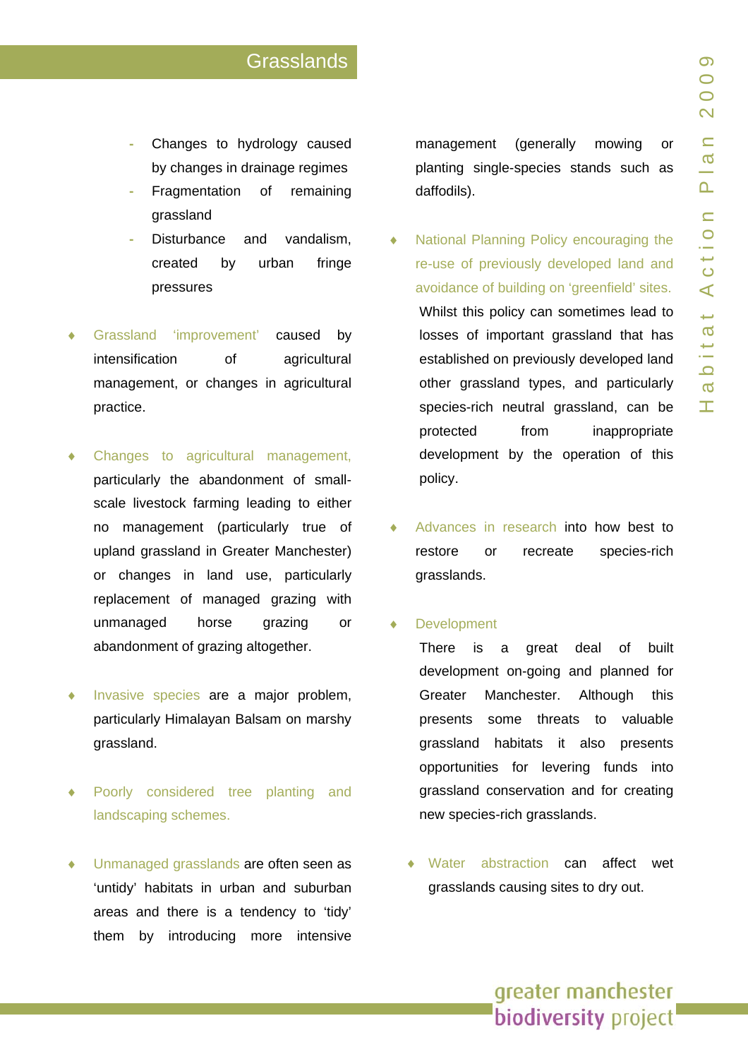- Changes to hydrology caused by changes in drainage regimes
- Fragmentation of remaining grassland
- Disturbance and vandalism, created by urban fringe pressures

- Grassland 'improvement' caused by intensification of agricultural management, or changes in agricultural practice.

- Changes to agricultural management, particularly the abandonment of small-scale livestock farming leading to either no management (particularly true of upland grassland in Greater Manchester) or changes in land use, particularly replacement of managed grazing with unmanaged horse grazing or abandonment of grazing altogether.

- Invasive species are a major problem, particularly Himalayan Balsam on marshy grassland.

- Poorly considered tree planting and landscaping schemes.

- Unmanaged grasslands are often seen as 'untidy' habitats in urban and suburban areas and there is a tendency to 'tidy' them by introducing more intensive management (generally mowing or planting single-species stands such as daffodils).

- National Planning Policy encouraging the re-use of previously developed land and avoidance of building on 'greenfield' sites. Whilst this policy can sometimes lead to losses of important grassland that has established on previously developed land other grassland types, and particularly species-rich neutral grassland, can be protected from inappropriate development by the operation of this policy.

- Advances in research into how best to restore or recreate species-rich grasslands.

- Development
  There is a great deal of built development on-going and planned for Greater Manchester. Although this presents some threats to valuable grassland habitats it also presents opportunities for levering funds into grassland conservation and for creating new species-rich grasslands.

- Water abstraction can affect wet grasslands causing sites to dry out.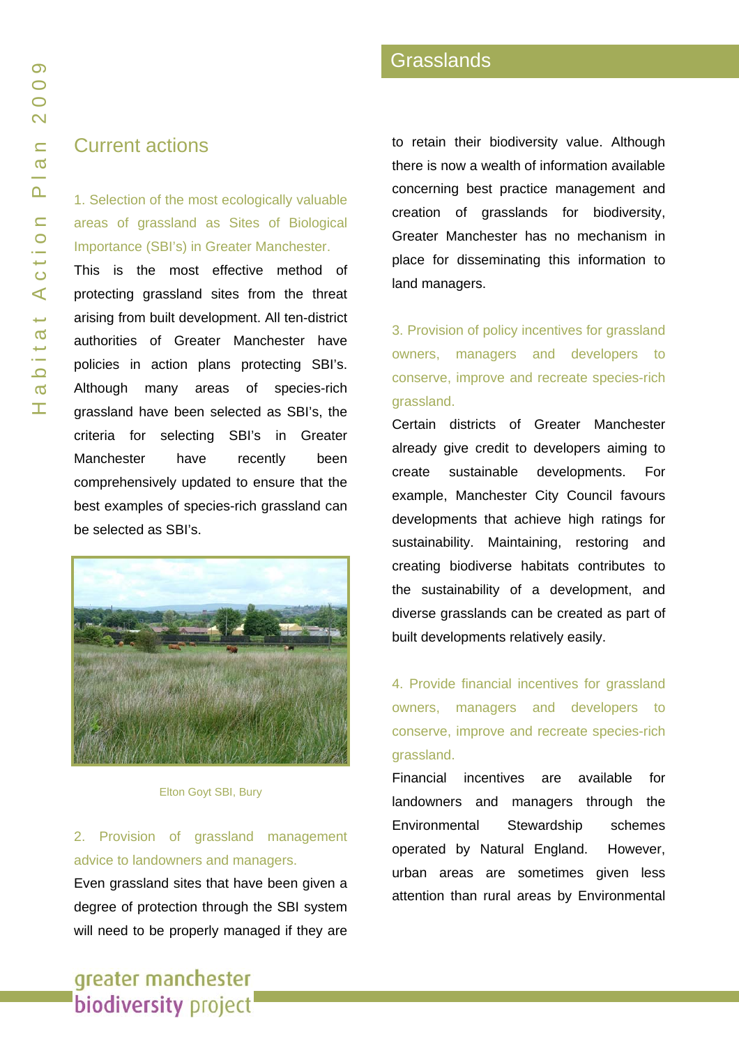## Grasslands

### Current actions

1. Selection of the most ecologically valuable areas of grassland as Sites of Biological Importance (SBI's) in Greater Manchester.

This is the most effective method of protecting grassland sites from the threat arising from built development. All ten-district authorities of Greater Manchester have policies in action plans protecting SBI's. Although many areas of species-rich grassland have been selected as SBI's, the criteria for selecting SBI's in Greater Manchester have recently been comprehensively updated to ensure that the best examples of species-rich grassland can be selected as SBI's.

Elton Goyt SBI, Bury

2. Provision of grassland management advice to landowners and managers.

Even grassland sites that have been given a degree of protection through the SBI system will need to be properly managed if they are to retain their biodiversity value. Although there is now a wealth of information available concerning best practice management and creation of grasslands for biodiversity, Greater Manchester has no mechanism in place for disseminating this information to land managers.

3. Provision of policy incentives for grassland owners, managers and developers to conserve, improve and recreate species-rich grassland.

Certain districts of Greater Manchester already give credit to developers aiming to create sustainable developments. For example, Manchester City Council favours developments that achieve high ratings for sustainability. Maintaining, restoring and creating biodiverse habitats contributes to the sustainability of a development, and diverse grasslands can be created as part of built developments relatively easily.

4. Provide financial incentives for grassland owners, managers and developers to conserve, improve and recreate species-rich grassland.

Financial incentives are available for landowners and managers through the Environmental Stewardship schemes operated by Natural England. However, urban areas are sometimes given less attention than rural areas by Environmental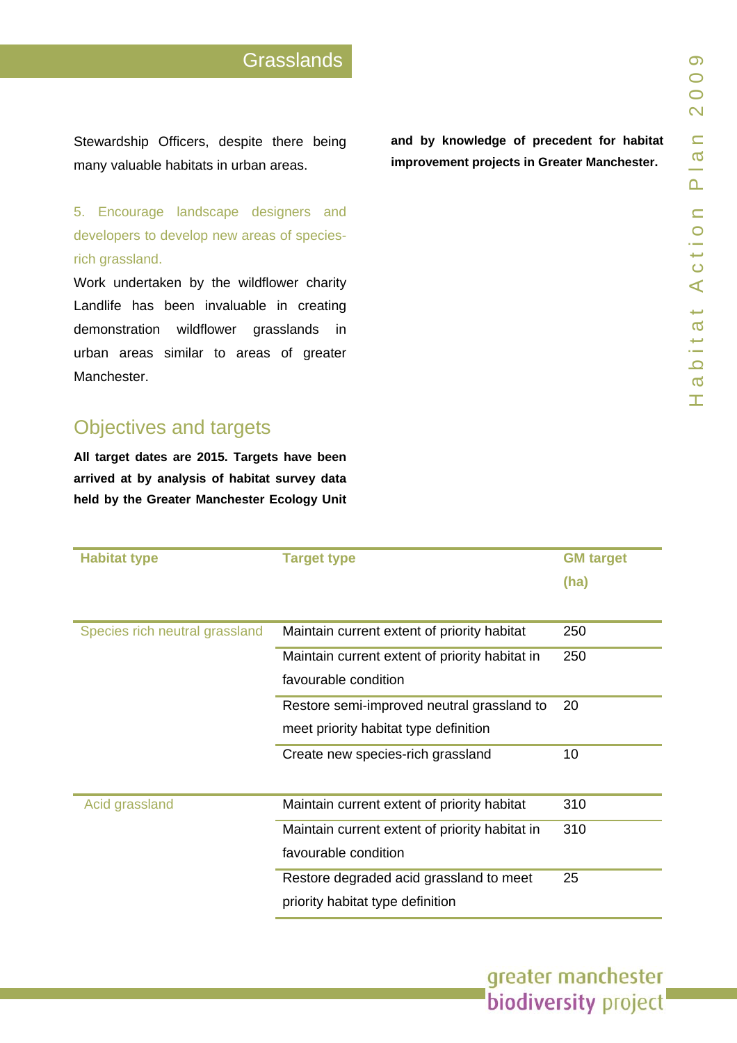Stewardship Officers, despite there being many valuable habitats in urban areas.

5. Encourage landscape designers and developers to develop new areas of species-rich grassland.

Work undertaken by the wildflower charity Landlife has been invaluable in creating demonstration wildflower grasslands in urban areas similar to areas of greater Manchester.

## Objectives and targets

**All target dates are 2015. Targets have been arrived at by analysis of habitat survey data held by the Greater Manchester Ecology Unit and by knowledge of precedent for habitat improvement projects in Greater Manchester.**

| Habitat type | Target type | GM target (ha) |
|---|---|---|
| Species rich neutral grassland | Maintain current extent of priority habitat | 250 |
| | Maintain current extent of priority habitat in favourable condition | 250 |
| | Restore semi-improved neutral grassland to meet priority habitat type definition | 20 |
| | Create new species-rich grassland | 10 |
| Acid grassland | Maintain current extent of priority habitat | 310 |
| | Maintain current extent of priority habitat in favourable condition | 310 |
| | Restore degraded acid grassland to meet priority habitat type definition | 25 |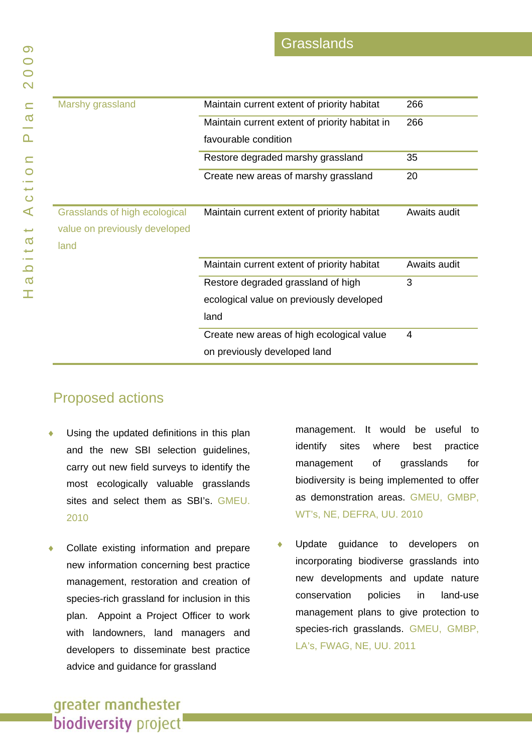## Grasslands

| | | |
|---|---|---|
| Marshy grassland | Maintain current extent of priority habitat | 266 |
| | Maintain current extent of priority habitat in favourable condition | 266 |
| | Restore degraded marshy grassland | 35 |
| | Create new areas of marshy grassland | 20 |
| Grasslands of high ecological value on previously developed land | Maintain current extent of priority habitat | Awaits audit |
| | Maintain current extent of priority habitat | Awaits audit |
| | Restore degraded grassland of high ecological value on previously developed land | 3 |
| | Create new areas of high ecological value on previously developed land | 4 |

## Proposed actions

- Using the updated definitions in this plan and the new SBI selection guidelines, carry out new field surveys to identify the most ecologically valuable grasslands sites and select them as SBI's. GMEU. 2010

- Collate existing information and prepare new information concerning best practice management, restoration and creation of species-rich grassland for inclusion in this plan. Appoint a Project Officer to work with landowners, land managers and developers to disseminate best practice advice and guidance for grassland management. It would be useful to identify sites where best practice management of grasslands for biodiversity is being implemented to offer as demonstration areas. GMEU, GMBP, WT's, NE, DEFRA, UU. 2010

- Update guidance to developers on incorporating biodiverse grasslands into new developments and update nature conservation policies in land-use management plans to give protection to species-rich grasslands. GMEU, GMBP, LA's, FWAG, NE, UU. 2011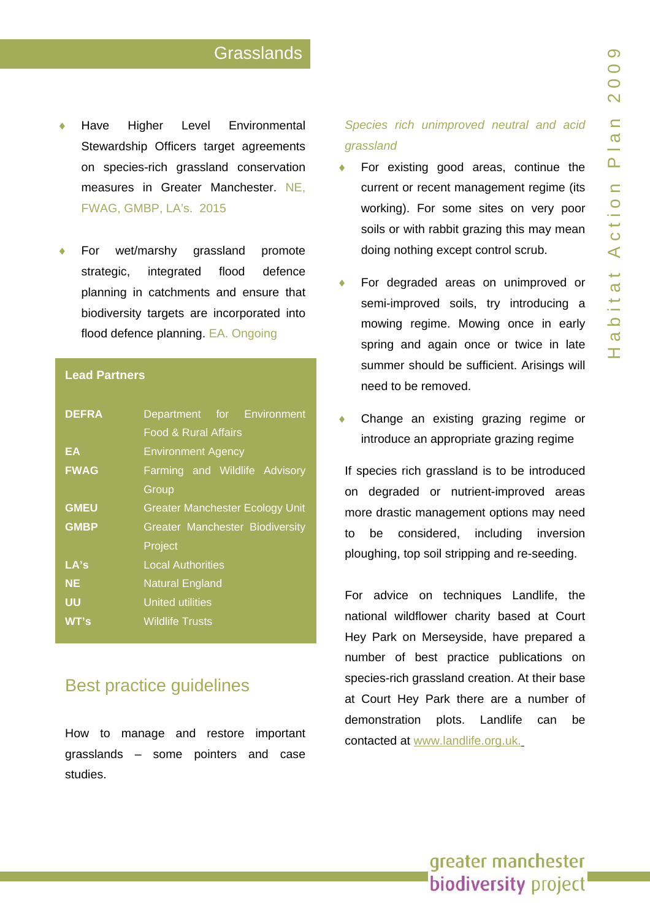## Grasslands

- Have Higher Level Environmental Stewardship Officers target agreements on species-rich grassland conservation measures in Greater Manchester. NE, FWAG, GMBP, LA's. 2015

- For wet/marshy grassland promote strategic, integrated flood defence planning in catchments and ensure that biodiversity targets are incorporated into flood defence planning. EA. Ongoing

**Lead Partners**

| | |
|---|---|
| **DEFRA** | Department for Environment Food & Rural Affairs |
| **EA** | Environment Agency |
| **FWAG** | Farming and Wildlife Advisory Group |
| **GMEU** | Greater Manchester Ecology Unit |
| **GMBP** | Greater Manchester Biodiversity Project |
| **LA's** | Local Authorities |
| **NE** | Natural England |
| **UU** | United utilities |
| **WT's** | Wildlife Trusts |

## Best practice guidelines

How to manage and restore important grasslands – some pointers and case studies.

*Species rich unimproved neutral and acid grassland*

- For existing good areas, continue the current or recent management regime (its working). For some sites on very poor soils or with rabbit grazing this may mean doing nothing except control scrub.

- For degraded areas on unimproved or semi-improved soils, try introducing a mowing regime. Mowing once in early spring and again once or twice in late summer should be sufficient. Arisings will need to be removed.

- Change an existing grazing regime or introduce an appropriate grazing regime

If species rich grassland is to be introduced on degraded or nutrient-improved areas more drastic management options may need to be considered, including inversion ploughing, top soil stripping and re-seeding.

For advice on techniques Landlife, the national wildflower charity based at Court Hey Park on Merseyside, have prepared a number of best practice publications on species-rich grassland creation. At their base at Court Hey Park there are a number of demonstration plots. Landlife can be contacted at www.landlife.org.uk.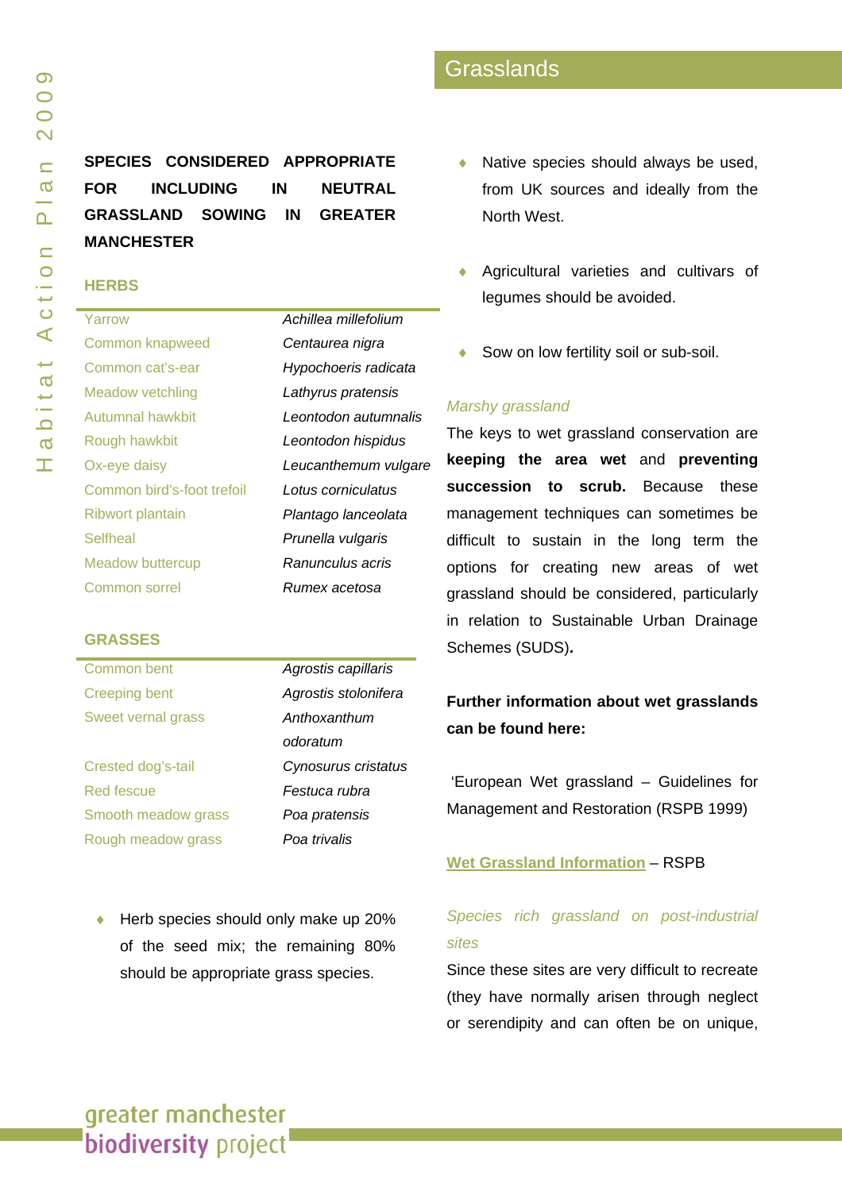## Grasslands

**SPECIES CONSIDERED APPROPRIATE FOR INCLUDING IN NEUTRAL GRASSLAND SOWING IN GREATER MANCHESTER**

### HERBS

| | |
|---|---|
| Yarrow | *Achillea millefolium* |
| Common knapweed | *Centaurea nigra* |
| Common cat's-ear | *Hypochoeris radicata* |
| Meadow vetchling | *Lathyrus pratensis* |
| Autumnal hawkbit | *Leontodon autumnalis* |
| Rough hawkbit | *Leontodon hispidus* |
| Ox-eye daisy | *Leucanthemum vulgare* |
| Common bird's-foot trefoil | *Lotus corniculatus* |
| Ribwort plantain | *Plantago lanceolata* |
| Selfheal | *Prunella vulgaris* |
| Meadow buttercup | *Ranunculus acris* |
| Common sorrel | *Rumex acetosa* |

### GRASSES

| | |
|---|---|
| Common bent | *Agrostis capillaris* |
| Creeping bent | *Agrostis stolonifera* |
| Sweet vernal grass | *Anthoxanthum odoratum* |
| Crested dog's-tail | *Cynosurus cristatus* |
| Red fescue | *Festuca rubra* |
| Smooth meadow grass | *Poa pratensis* |
| Rough meadow grass | *Poa trivalis* |

- Herb species should only make up 20% of the seed mix; the remaining 80% should be appropriate grass species.
- Native species should always be used, from UK sources and ideally from the North West.
- Agricultural varieties and cultivars of legumes should be avoided.
- Sow on low fertility soil or sub-soil.

*Marshy grassland*

The keys to wet grassland conservation are **keeping the area wet** and **preventing succession to scrub.** Because these management techniques can sometimes be difficult to sustain in the long term the options for creating new areas of wet grassland should be considered, particularly in relation to Sustainable Urban Drainage Schemes (SUDS)**.**

**Further information about wet grasslands can be found here:**

'European Wet grassland – Guidelines for Management and Restoration (RSPB 1999)

**Wet Grassland Information** – RSPB

*Species rich grassland on post-industrial sites*

Since these sites are very difficult to recreate (they have normally arisen through neglect or serendipity and can often be on unique,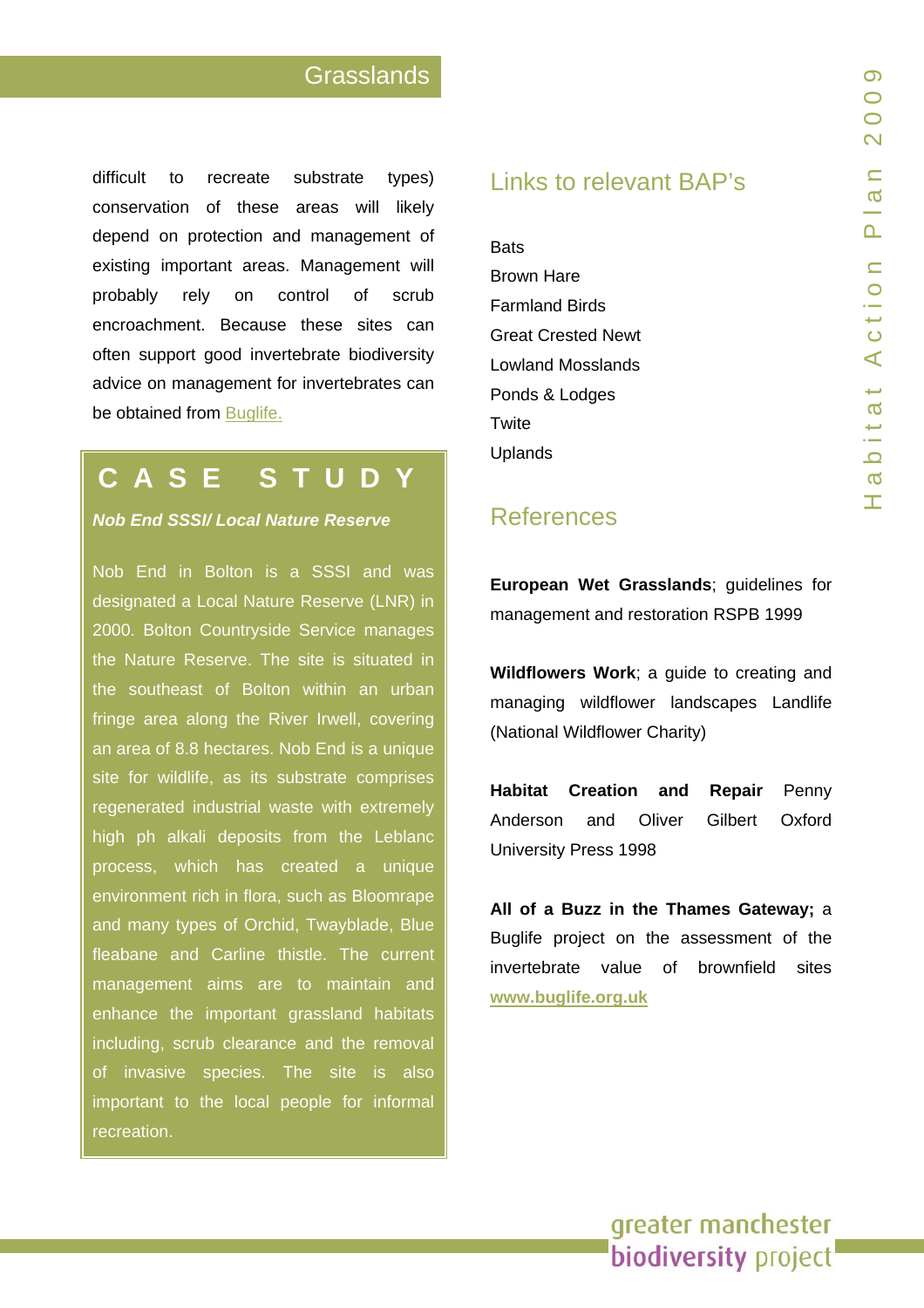difficult to recreate substrate types) conservation of these areas will likely depend on protection and management of existing important areas. Management will probably rely on control of scrub encroachment. Because these sites can often support good invertebrate biodiversity advice on management for invertebrates can be obtained from Buglife.

## CASE STUDY

***Nob End SSSI/ Local Nature Reserve***

Nob End in Bolton is a SSSI and was designated a Local Nature Reserve (LNR) in 2000. Bolton Countryside Service manages the Nature Reserve. The site is situated in the southeast of Bolton within an urban fringe area along the River Irwell, covering an area of 8.8 hectares. Nob End is a unique site for wildlife, as its substrate comprises regenerated industrial waste with extremely high ph alkali deposits from the Leblanc process, which has created a unique environment rich in flora, such as Bloomrape and many types of Orchid, Twayblade, Blue fleabane and Carline thistle. The current management aims are to maintain and enhance the important grassland habitats including, scrub clearance and the removal of invasive species. The site is also important to the local people for informal recreation.

## Links to relevant BAP's

Bats
Brown Hare
Farmland Birds
Great Crested Newt
Lowland Mosslands
Ponds & Lodges
Twite
Uplands

## References

**European Wet Grasslands**; guidelines for management and restoration RSPB 1999

**Wildflowers Work**; a guide to creating and managing wildflower landscapes Landlife (National Wildflower Charity)

**Habitat Creation and Repair** Penny Anderson and Oliver Gilbert Oxford University Press 1998

**All of a Buzz in the Thames Gateway;** a Buglife project on the assessment of the invertebrate value of brownfield sites **www.buglife.org.uk**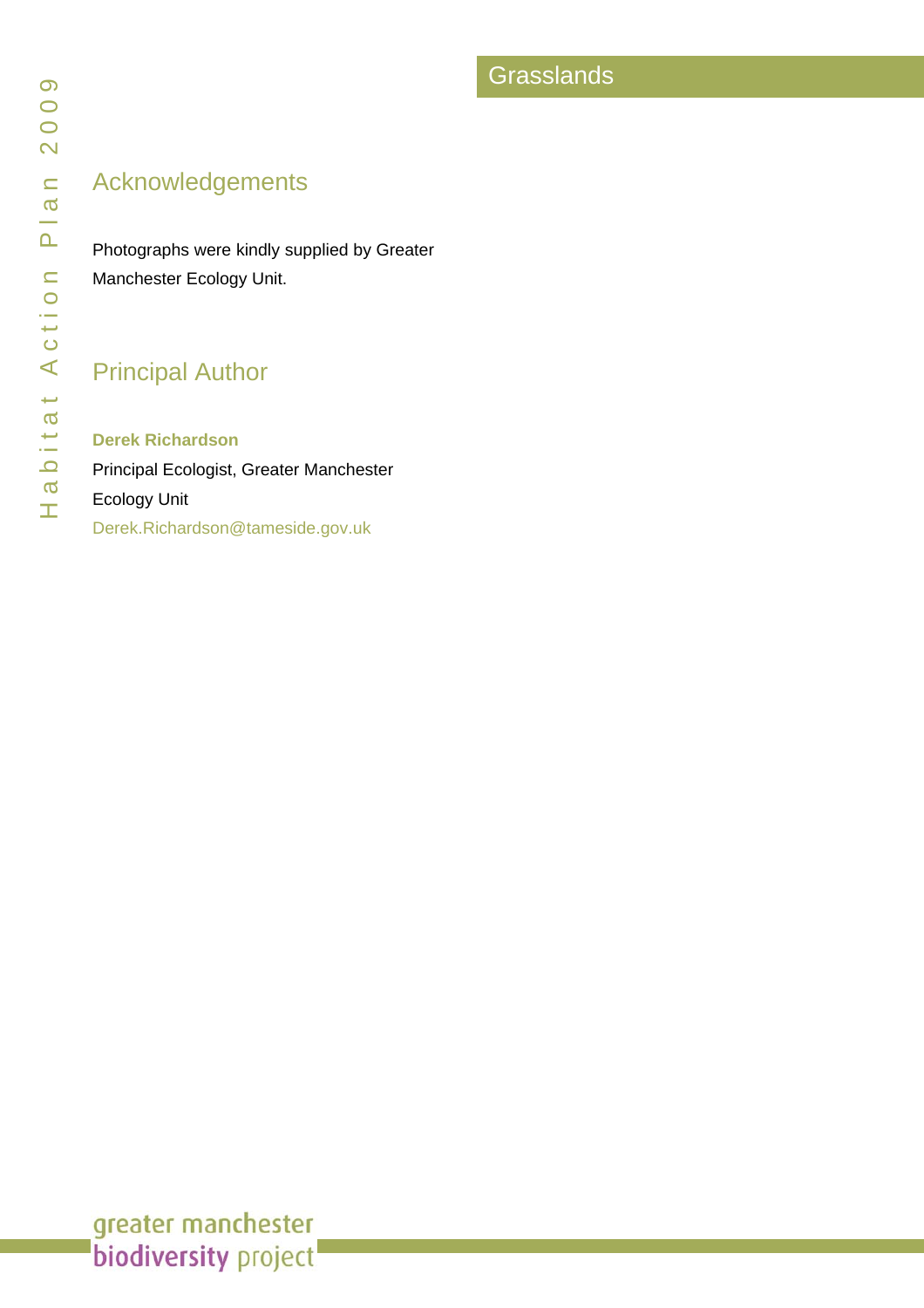## Acknowledgements

Photographs were kindly supplied by Greater Manchester Ecology Unit.

## Principal Author

**Derek Richardson**

Principal Ecologist, Greater Manchester Ecology Unit

Derek.Richardson@tameside.gov.uk